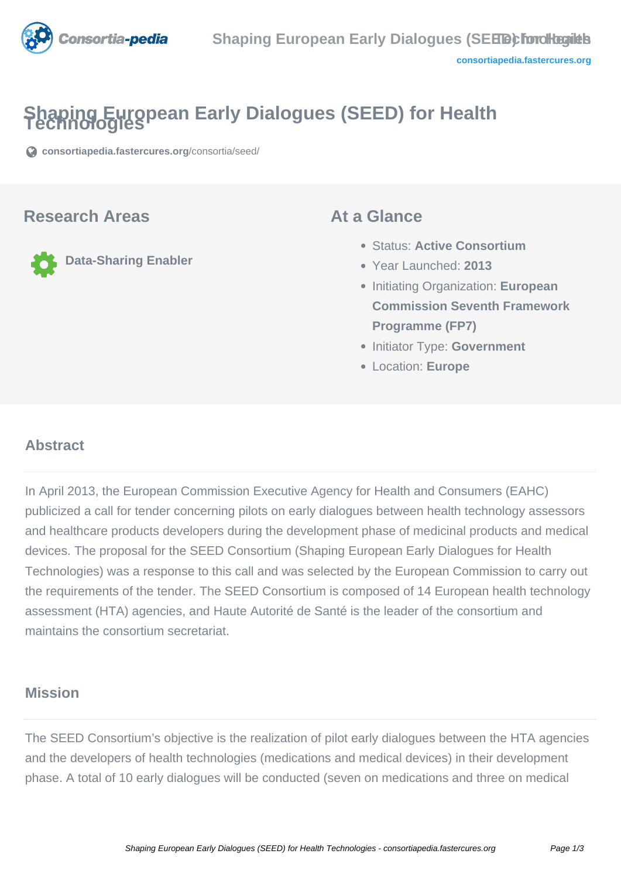# Shaping European Early Dialogues (SEED) for Health Technologies

consortiapedia.fastercures.org/consortia/seed/

## Research Areas

Data-Sharing Enabler

## At a Glance

- Status: **Active Consortium**
- Year Launched: **2013**
- Initiating Organization: **European Commission Seventh Framework Programme (FP7)**
- Initiator Type: **Government**
- Location: **Europe**

### Abstract

In April 2013, the European Commission Executive Agency for Health and Consumers (EAHC) publicized a call for tender concerning pilots on early dialogues between health technology assessors and healthcare products developers during the development phase of medicinal products and medical devices. The proposal for the SEED Consortium (Shaping European Early Dialogues for Health Technologies) was a response to this call and was selected by the European Commission to carry out the requirements of the tender. The SEED Consortium is composed of 14 European health technology assessment (HTA) agencies, and Haute Autorité de Santé is the leader of the consortium and maintains the consortium secretariat.

### Mission

The SEED Consortium's objective is the realization of pilot early dialogues between the HTA agencies and the developers of health technologies (medications and medical devices) in their development phase. A total of 10 early dialogues will be conducted (seven on medications and three on medical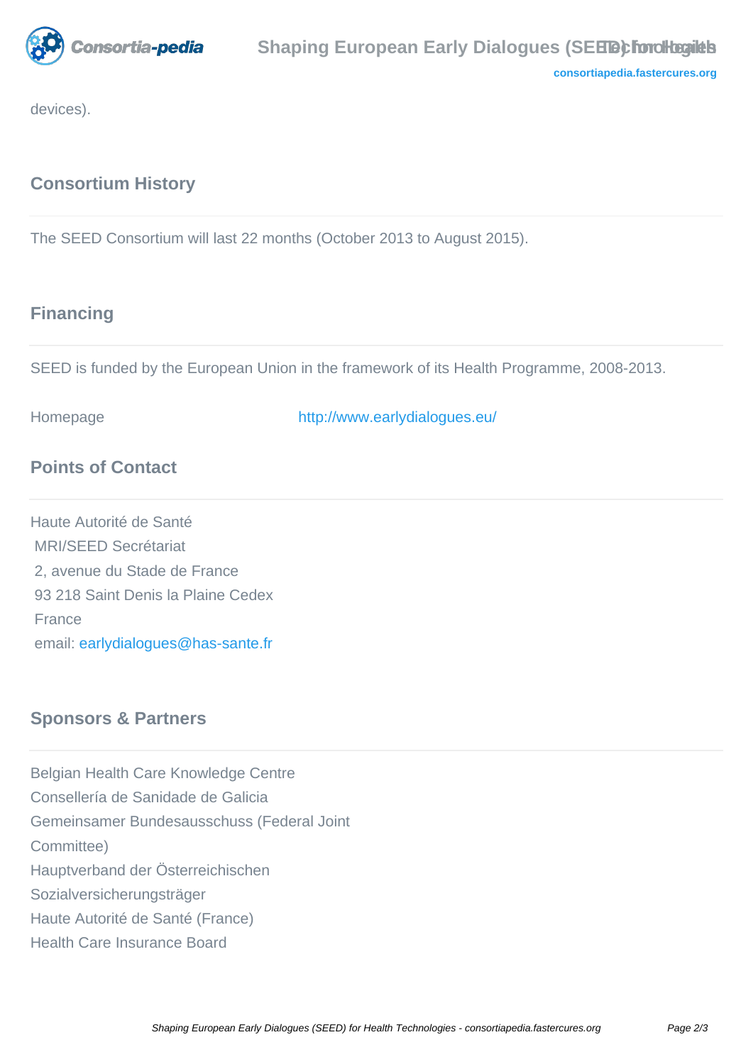devices).

## Consortium History

The SEED Consortium will last 22 months (October 2013 to August 2015).

## Financing

SEED is funded by the European Union in the framework of its Health Programme, 2008-2013.

Homepage http://www.earlydialogues.eu/

## Points of Contact

Haute Autorité de Santé
MRI/SEED Secrétariat
2, avenue du Stade de France
93 218 Saint Denis la Plaine Cedex
France
email: earlydialogues@has-sante.fr

## Sponsors & Partners

Belgian Health Care Knowledge Centre
Consellería de Sanidade de Galicia
Gemeinsamer Bundesausschuss (Federal Joint Committee)
Hauptverband der Österreichischen Sozialversicherungsträger
Haute Autorité de Santé (France)
Health Care Insurance Board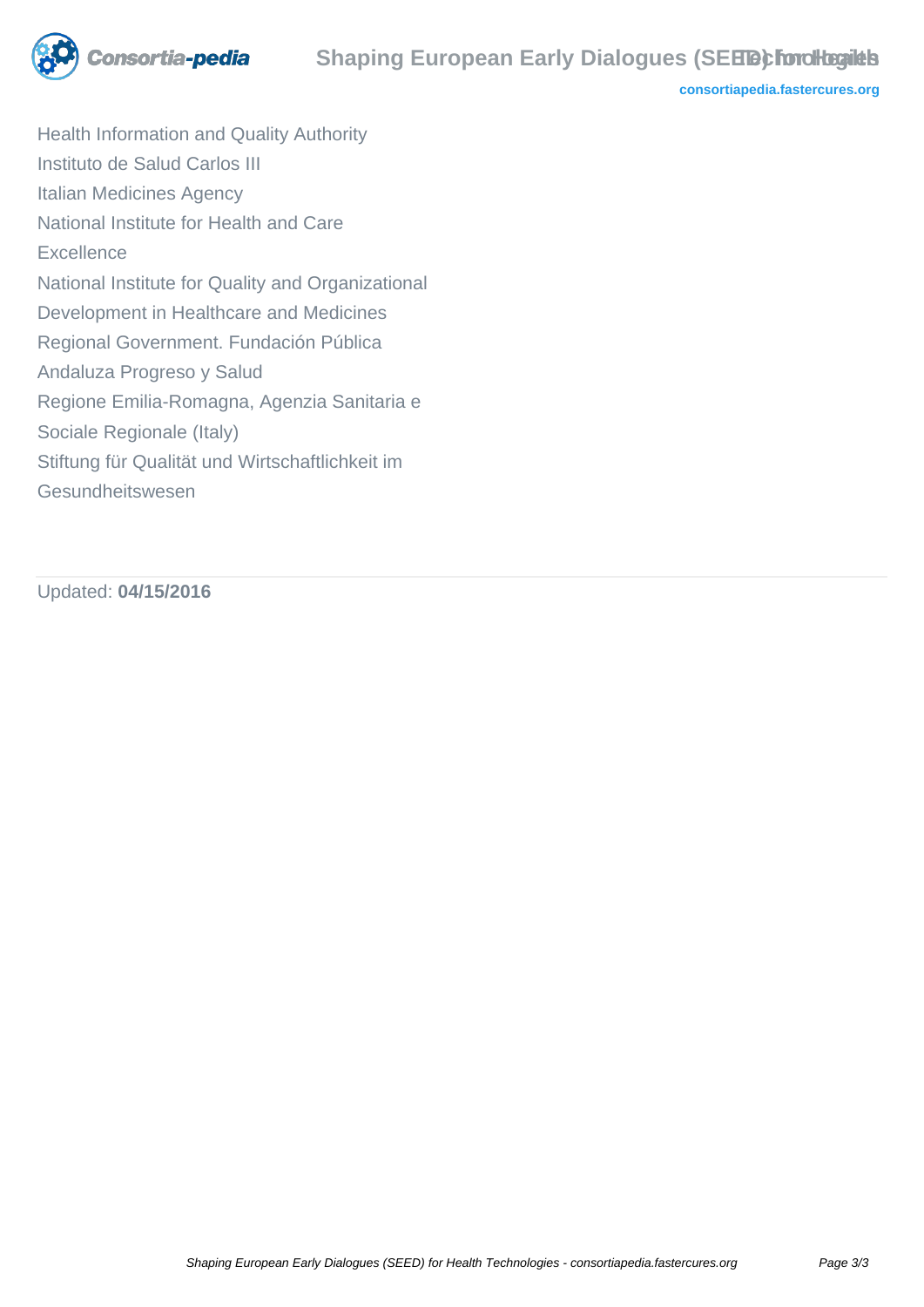Health Information and Quality Authority
Instituto de Salud Carlos III
Italian Medicines Agency
National Institute for Health and Care Excellence
National Institute for Quality and Organizational Development in Healthcare and Medicines
Regional Government. Fundación Pública Andaluza Progreso y Salud
Regione Emilia-Romagna, Agenzia Sanitaria e Sociale Regionale (Italy)
Stiftung für Qualität und Wirtschaftlichkeit im Gesundheitswesen

---

Updated: **04/15/2016**